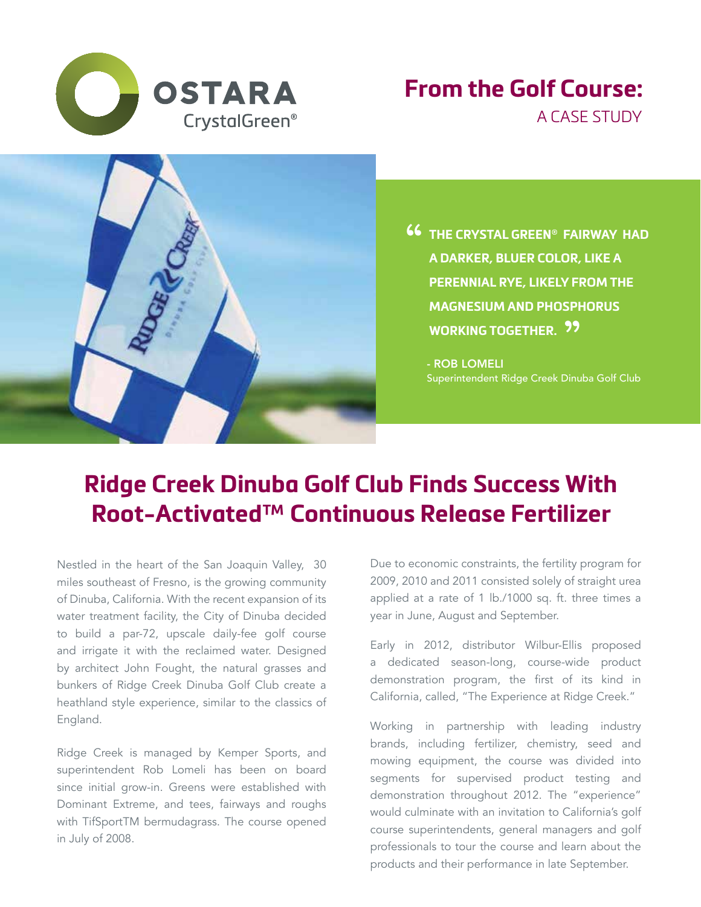OSTARA CrystalGreen®

# From the Golf Course:

A CASE STUDY

> **"THE CRYSTAL GREEN® FAIRWAY HAD A DARKER, BLUER COLOR, LIKE A PERENNIAL RYE, LIKELY FROM THE MAGNESIUM AND PHOSPHORUS WORKING TOGETHER."**
>
> \- ROB LOMELI
> Superintendent Ridge Creek Dinuba Golf Club

## Ridge Creek Dinuba Golf Club Finds Success With Root-Activated™ Continuous Release Fertilizer

Nestled in the heart of the San Joaquin Valley, 30 miles southeast of Fresno, is the growing community of Dinuba, California. With the recent expansion of its water treatment facility, the City of Dinuba decided to build a par-72, upscale daily-fee golf course and irrigate it with the reclaimed water. Designed by architect John Fought, the natural grasses and bunkers of Ridge Creek Dinuba Golf Club create a heathland style experience, similar to the classics of England.

Ridge Creek is managed by Kemper Sports, and superintendent Rob Lomeli has been on board since initial grow-in. Greens were established with Dominant Extreme, and tees, fairways and roughs with TifSportTM bermudagrass. The course opened in July of 2008.

Due to economic constraints, the fertility program for 2009, 2010 and 2011 consisted solely of straight urea applied at a rate of 1 lb./1000 sq. ft. three times a year in June, August and September.

Early in 2012, distributor Wilbur-Ellis proposed a dedicated season-long, course-wide product demonstration program, the first of its kind in California, called, "The Experience at Ridge Creek."

Working in partnership with leading industry brands, including fertilizer, chemistry, seed and mowing equipment, the course was divided into segments for supervised product testing and demonstration throughout 2012. The "experience" would culminate with an invitation to California's golf course superintendents, general managers and golf professionals to tour the course and learn about the products and their performance in late September.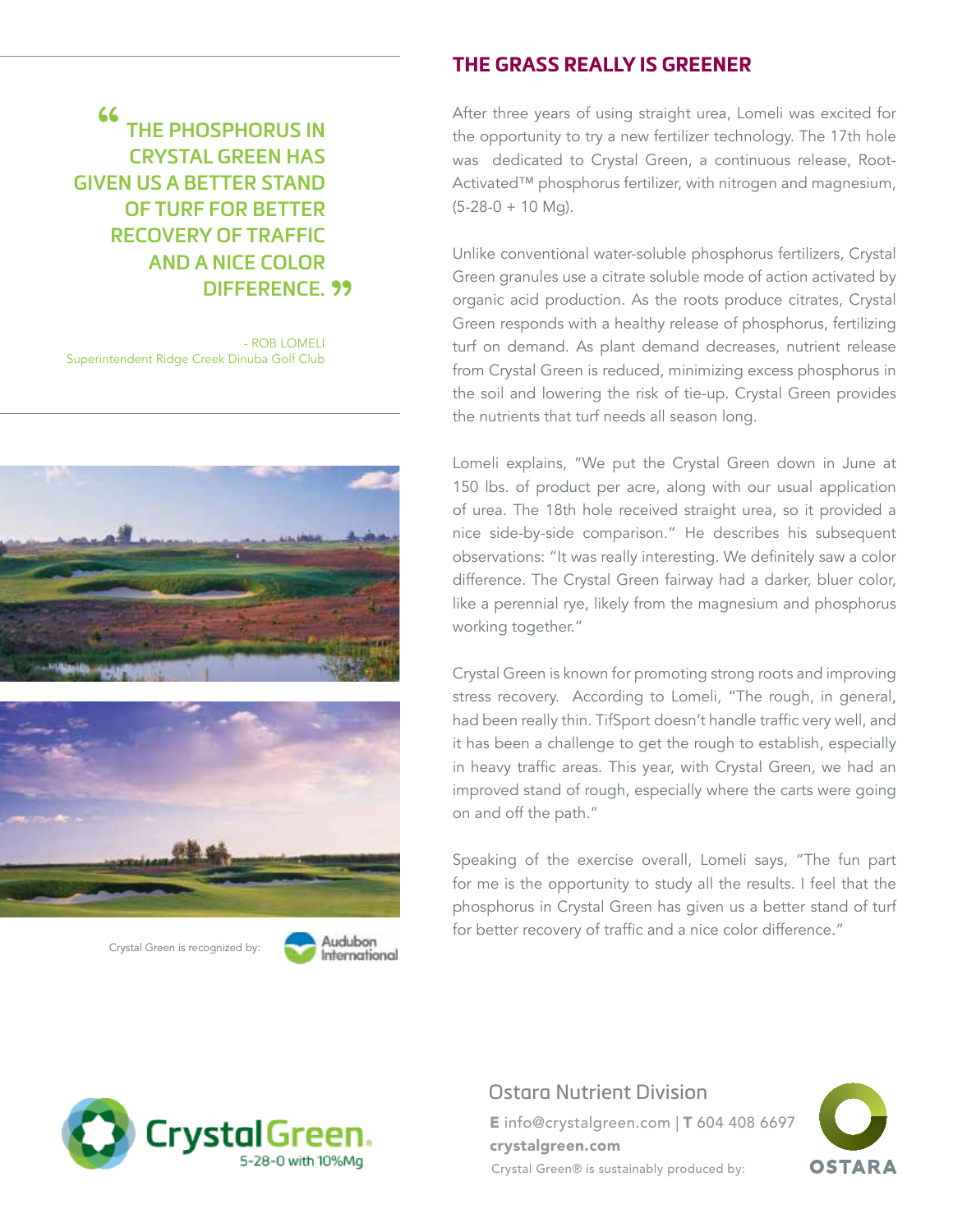> "THE PHOSPHORUS IN CRYSTAL GREEN HAS GIVEN US A BETTER STAND OF TURF FOR BETTER RECOVERY OF TRAFFIC AND A NICE COLOR DIFFERENCE."
>
> - ROB LOMELI
> Superintendent Ridge Creek Dinuba Golf Club

Crystal Green is recognized by: Audubon International

## THE GRASS REALLY IS GREENER

After three years of using straight urea, Lomeli was excited for the opportunity to try a new fertilizer technology. The 17th hole was dedicated to Crystal Green, a continuous release, Root-Activated™ phosphorus fertilizer, with nitrogen and magnesium, (5-28-0 + 10 Mg).

Unlike conventional water-soluble phosphorus fertilizers, Crystal Green granules use a citrate soluble mode of action activated by organic acid production. As the roots produce citrates, Crystal Green responds with a healthy release of phosphorus, fertilizing turf on demand. As plant demand decreases, nutrient release from Crystal Green is reduced, minimizing excess phosphorus in the soil and lowering the risk of tie-up. Crystal Green provides the nutrients that turf needs all season long.

Lomeli explains, "We put the Crystal Green down in June at 150 lbs. of product per acre, along with our usual application of urea. The 18th hole received straight urea, so it provided a nice side-by-side comparison." He describes his subsequent observations: "It was really interesting. We definitely saw a color difference. The Crystal Green fairway had a darker, bluer color, like a perennial rye, likely from the magnesium and phosphorus working together."

Crystal Green is known for promoting strong roots and improving stress recovery. According to Lomeli, "The rough, in general, had been really thin. TifSport doesn't handle traffic very well, and it has been a challenge to get the rough to establish, especially in heavy traffic areas. This year, with Crystal Green, we had an improved stand of rough, especially where the carts were going on and off the path."

Speaking of the exercise overall, Lomeli says, "The fun part for me is the opportunity to study all the results. I feel that the phosphorus in Crystal Green has given us a better stand of turf for better recovery of traffic and a nice color difference."

CrystalGreen. 5-28-0 with 10%Mg

### Ostara Nutrient Division

**E** info@crystalgreen.com | **T** 604 408 6697
**crystalgreen.com**
Crystal Green® is sustainably produced by: OSTARA